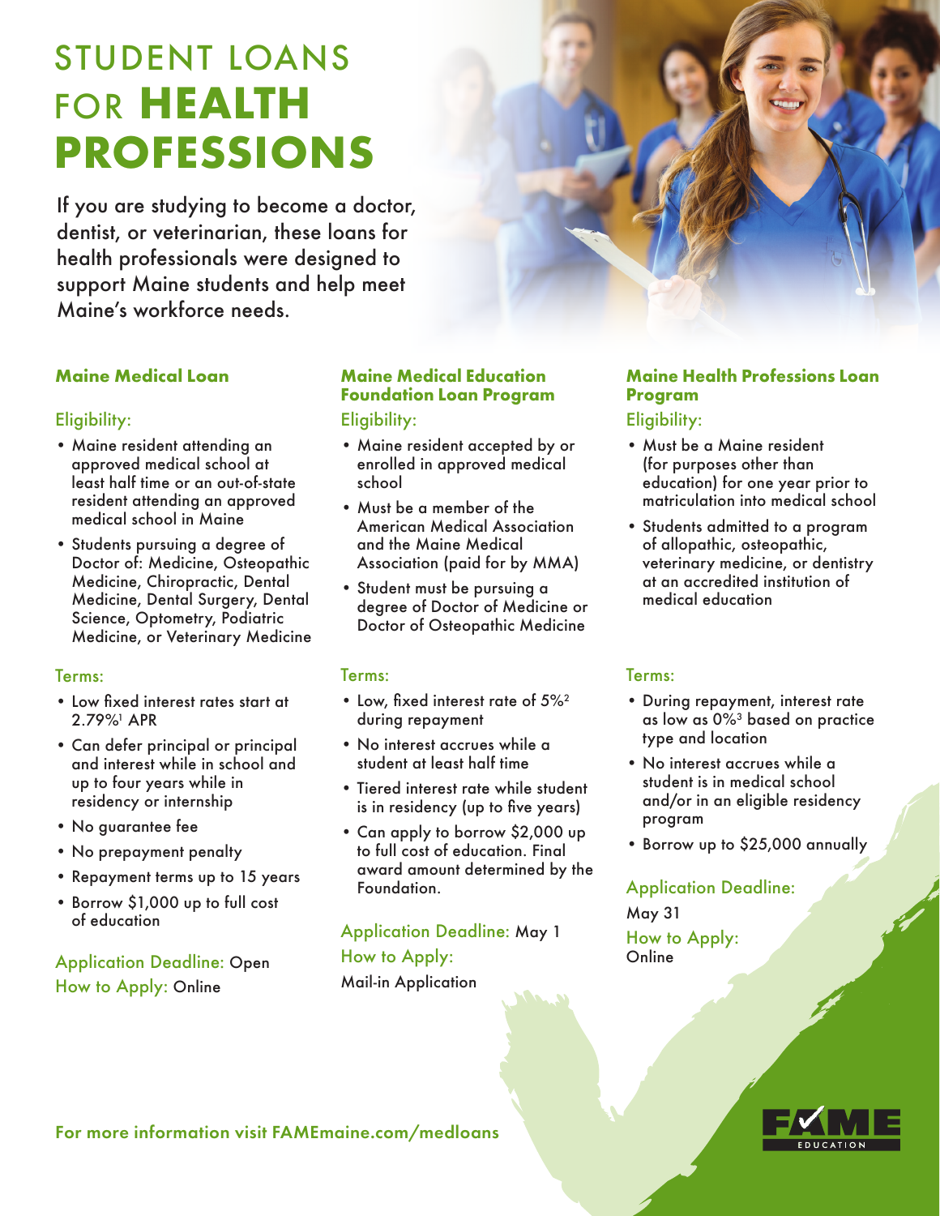# STUDENT LOANS FOR HEALTH PROFESSIONS

If you are studying to become a doctor, dentist, or veterinarian, these loans for health professionals were designed to support Maine students and help meet Maine's workforce needs.

## Maine Medical Loan

### Eligibility:

- Maine resident attending an approved medical school at least half time or an out-of-state resident attending an approved medical school in Maine
- Students pursuing a degree of Doctor of: Medicine, Osteopathic Medicine, Chiropractic, Dental Medicine, Dental Surgery, Dental Science, Optometry, Podiatric Medicine, or Veterinary Medicine

### Terms:

- Low fixed interest rates start at 2.79%[1] APR
- Can defer principal or principal and interest while in school and up to four years while in residency or internship
- No guarantee fee
- No prepayment penalty
- Repayment terms up to 15 years
- Borrow $1,000 up to full cost of education

**Application Deadline:** Open

**How to Apply:** Online

## Maine Medical Education Foundation Loan Program

### Eligibility:

- Maine resident accepted by or enrolled in approved medical school
- Must be a member of the American Medical Association and the Maine Medical Association (paid for by MMA)
- Student must be pursuing a degree of Doctor of Medicine or Doctor of Osteopathic Medicine

### Terms:

- Low, fixed interest rate of 5%[2] during repayment
- No interest accrues while a student at least half time
- Tiered interest rate while student is in residency (up to five years)
- Can apply to borrow $2,000 up to full cost of education. Final award amount determined by the Foundation.

**Application Deadline:** May 1

**How to Apply:** Mail-in Application

## Maine Health Professions Loan Program

### Eligibility:

- Must be a Maine resident (for purposes other than education) for one year prior to matriculation into medical school
- Students admitted to a program of allopathic, osteopathic, veterinary medicine, or dentistry at an accredited institution of medical education

### Terms:

- During repayment, interest rate as low as 0%[3] based on practice type and location
- No interest accrues while a student is in medical school and/or in an eligible residency program
- Borrow up to $25,000 annually

**Application Deadline:** May 31

**How to Apply:** Online

For more information visit FAMEmaine.com/medloans

FAME EDUCATION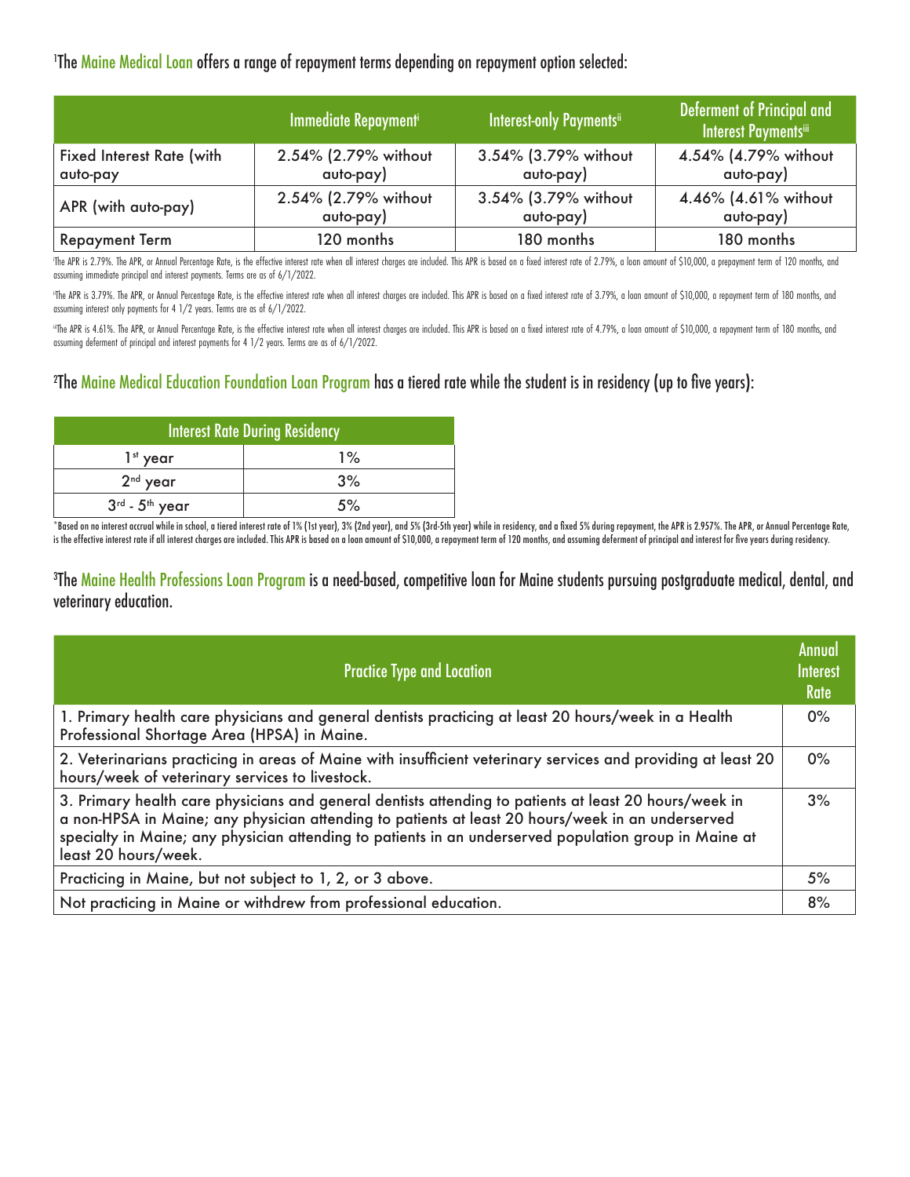[1]The Maine Medical Loan offers a range of repayment terms depending on repayment option selected:

| | Immediate Repayment[i] | Interest-only Payments[ii] | Deferment of Principal and Interest Payments[iii] |
|---|---|---|---|
| Fixed Interest Rate (with auto-pay | 2.54% (2.79% without auto-pay) | 3.54% (3.79% without auto-pay) | 4.54% (4.79% without auto-pay) |
| APR (with auto-pay) | 2.54% (2.79% without auto-pay) | 3.54% (3.79% without auto-pay) | 4.46% (4.61% without auto-pay) |
| Repayment Term | 120 months | 180 months | 180 months |

[i]The APR is 2.79%. The APR, or Annual Percentage Rate, is the effective interest rate when all interest charges are included. This APR is based on a fixed interest rate of 2.79%, a loan amount of $10,000, a prepayment term of 120 months, and assuming immediate principal and interest payments. Terms are as of 6/1/2022.

[ii]The APR is 3.79%. The APR, or Annual Percentage Rate, is the effective interest rate when all interest charges are included. This APR is based on a fixed interest rate of 3.79%, a loan amount of $10,000, a repayment term of 180 months, and assuming interest only payments for 4 1/2 years. Terms are as of 6/1/2022.

[iii]The APR is 4.61%. The APR, or Annual Percentage Rate, is the effective interest rate when all interest charges are included. This APR is based on a fixed interest rate of 4.79%, a loan amount of $10,000, a repayment term of 180 months, and assuming deferment of principal and interest payments for 4 1/2 years. Terms are as of 6/1/2022.

[2]The Maine Medical Education Foundation Loan Program has a tiered rate while the student is in residency (up to five years):

| Interest Rate During Residency | |
|---|---|
| 1st year | 1% |
| 2nd year | 3% |
| 3rd - 5th year | 5% |

*Based on no interest accrual while in school, a tiered interest rate of 1% (1st year), 3% (2nd year), and 5% (3rd-5th year) while in residency, and a fixed 5% during repayment, the APR is 2.957%. The APR, or Annual Percentage Rate, is the effective interest rate if all interest charges are included. This APR is based on a loan amount of $10,000, a repayment term of 120 months, and assuming deferment of principal and interest for five years during residency.

[3]The Maine Health Professions Loan Program is a need-based, competitive loan for Maine students pursuing postgraduate medical, dental, and veterinary education.

| Practice Type and Location | Annual Interest Rate |
|---|---|
| 1. Primary health care physicians and general dentists practicing at least 20 hours/week in a Health Professional Shortage Area (HPSA) in Maine. | 0% |
| 2. Veterinarians practicing in areas of Maine with insufficient veterinary services and providing at least 20 hours/week of veterinary services to livestock. | 0% |
| 3. Primary health care physicians and general dentists attending to patients at least 20 hours/week in a non-HPSA in Maine; any physician attending to patients at least 20 hours/week in an underserved specialty in Maine; any physician attending to patients in an underserved population group in Maine at least 20 hours/week. | 3% |
| Practicing in Maine, but not subject to 1, 2, or 3 above. | 5% |
| Not practicing in Maine or withdrew from professional education. | 8% |